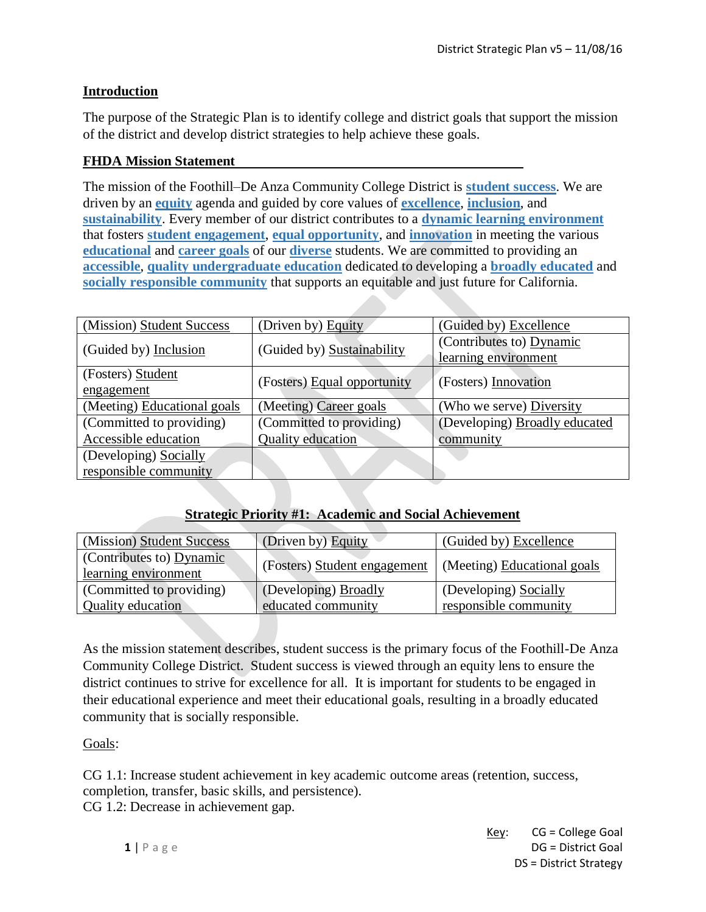## Introduction

The purpose of the Strategic Plan is to identify college and district goals that support the mission of the district and develop district strategies to help achieve these goals.

## FHDA Mission Statement

The mission of the Foothill–De Anza Community College District is **student success**. We are driven by an **equity** agenda and guided by core values of **excellence**, **inclusion**, and **sustainability**. Every member of our district contributes to a **dynamic learning environment** that fosters **student engagement**, **equal opportunity**, and **innovation** in meeting the various **educational** and **career goals** of our **diverse** students. We are committed to providing an **accessible**, **quality undergraduate education** dedicated to developing a **broadly educated** and **socially responsible community** that supports an equitable and just future for California.

| | | |
|---|---|---|
| (Mission) Student Success | (Driven by) Equity | (Guided by) Excellence |
| (Guided by) Inclusion | (Guided by) Sustainability | (Contributes to) Dynamic learning environment |
| (Fosters) Student engagement | (Fosters) Equal opportunity | (Fosters) Innovation |
| (Meeting) Educational goals | (Meeting) Career goals | (Who we serve) Diversity |
| (Committed to providing) Accessible education | (Committed to providing) Quality education | (Developing) Broadly educated community |
| (Developing) Socially responsible community | | |

## Strategic Priority #1: Academic and Social Achievement

| | | |
|---|---|---|
| (Mission) Student Success | (Driven by) Equity | (Guided by) Excellence |
| (Contributes to) Dynamic learning environment | (Fosters) Student engagement | (Meeting) Educational goals |
| (Committed to providing) Quality education | (Developing) Broadly educated community | (Developing) Socially responsible community |

As the mission statement describes, student success is the primary focus of the Foothill-De Anza Community College District. Student success is viewed through an equity lens to ensure the district continues to strive for excellence for all. It is important for students to be engaged in their educational experience and meet their educational goals, resulting in a broadly educated community that is socially responsible.

Goals:

CG 1.1: Increase student achievement in key academic outcome areas (retention, success, completion, transfer, basic skills, and persistence).
CG 1.2: Decrease in achievement gap.

Key: CG = College Goal
DG = District Goal
DS = District Strategy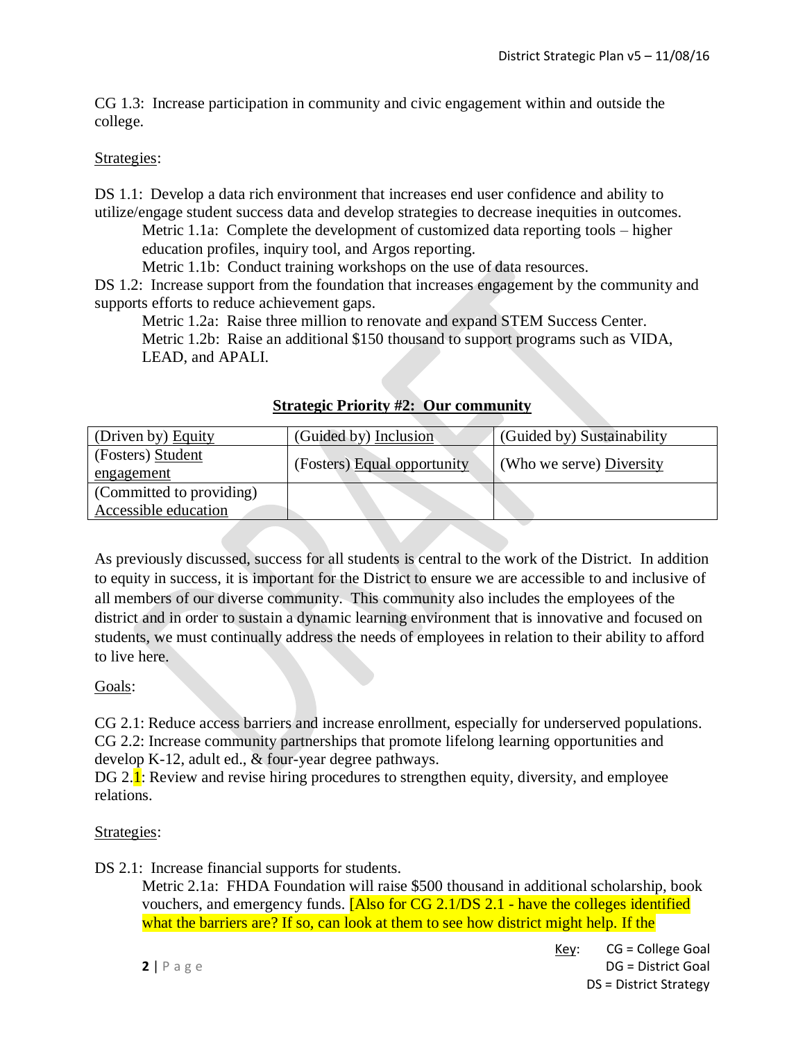CG 1.3: Increase participation in community and civic engagement within and outside the college.

Strategies:

DS 1.1: Develop a data rich environment that increases end user confidence and ability to utilize/engage student success data and develop strategies to decrease inequities in outcomes.

- Metric 1.1a: Complete the development of customized data reporting tools – higher education profiles, inquiry tool, and Argos reporting.
- Metric 1.1b: Conduct training workshops on the use of data resources.

DS 1.2: Increase support from the foundation that increases engagement by the community and supports efforts to reduce achievement gaps.

- Metric 1.2a: Raise three million to renovate and expand STEM Success Center.
- Metric 1.2b: Raise an additional $150 thousand to support programs such as VIDA, LEAD, and APALI.

## Strategic Priority #2: Our community

| (Driven by) Equity | (Guided by) Inclusion | (Guided by) Sustainability |
|---|---|---|
| (Fosters) Student engagement | (Fosters) Equal opportunity | (Who we serve) Diversity |
| (Committed to providing) Accessible education | | |

As previously discussed, success for all students is central to the work of the District. In addition to equity in success, it is important for the District to ensure we are accessible to and inclusive of all members of our diverse community. This community also includes the employees of the district and in order to sustain a dynamic learning environment that is innovative and focused on students, we must continually address the needs of employees in relation to their ability to afford to live here.

Goals:

CG 2.1: Reduce access barriers and increase enrollment, especially for underserved populations.
CG 2.2: Increase community partnerships that promote lifelong learning opportunities and develop K-12, adult ed., & four-year degree pathways.
DG 2.1: Review and revise hiring procedures to strengthen equity, diversity, and employee relations.

Strategies:

DS 2.1: Increase financial supports for students.

- Metric 2.1a: FHDA Foundation will raise $500 thousand in additional scholarship, book vouchers, and emergency funds. [Also for CG 2.1/DS 2.1 - have the colleges identified what the barriers are? If so, can look at them to see how district might help. If the

Key: CG = College Goal
DG = District Goal
DS = District Strategy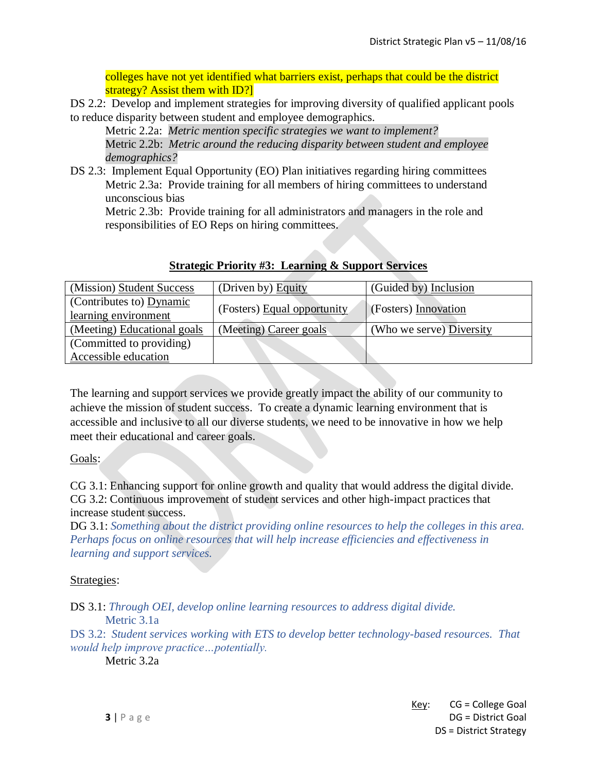colleges have not yet identified what barriers exist, perhaps that could be the district strategy? Assist them with ID?]

DS 2.2: Develop and implement strategies for improving diversity of qualified applicant pools to reduce disparity between student and employee demographics.

Metric 2.2a: *Metric mention specific strategies we want to implement?*

Metric 2.2b: *Metric around the reducing disparity between student and employee demographics?*

DS 2.3: Implement Equal Opportunity (EO) Plan initiatives regarding hiring committees

Metric 2.3a: Provide training for all members of hiring committees to understand unconscious bias

Metric 2.3b: Provide training for all administrators and managers in the role and responsibilities of EO Reps on hiring committees.

## Strategic Priority #3: Learning & Support Services

| (Mission) Student Success | (Driven by) Equity | (Guided by) Inclusion |
|---|---|---|
| (Contributes to) Dynamic learning environment | (Fosters) Equal opportunity | (Fosters) Innovation |
| (Meeting) Educational goals | (Meeting) Career goals | (Who we serve) Diversity |
| (Committed to providing) Accessible education | | |

The learning and support services we provide greatly impact the ability of our community to achieve the mission of student success. To create a dynamic learning environment that is accessible and inclusive to all our diverse students, we need to be innovative in how we help meet their educational and career goals.

Goals:

CG 3.1: Enhancing support for online growth and quality that would address the digital divide.
CG 3.2: Continuous improvement of student services and other high-impact practices that increase student success.
DG 3.1: *Something about the district providing online resources to help the colleges in this area. Perhaps focus on online resources that will help increase efficiencies and effectiveness in learning and support services.*

Strategies:

DS 3.1: *Through OEI, develop online learning resources to address digital divide.*

Metric 3.1a

DS 3.2: *Student services working with ETS to develop better technology-based resources. That would help improve practice…potentially.*

Metric 3.2a

Key: CG = College Goal
DG = District Goal
DS = District Strategy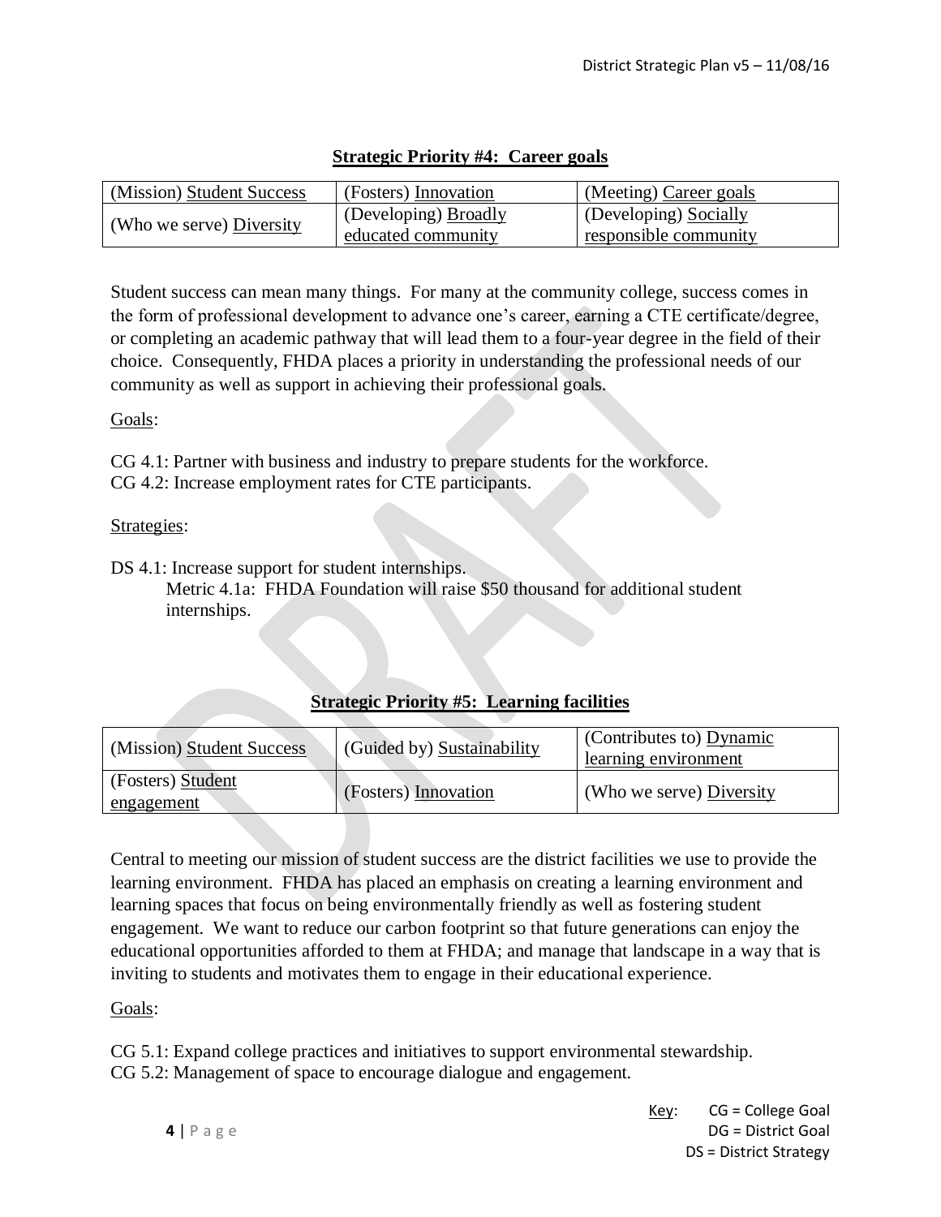## Strategic Priority #4: Career goals

| (Mission) Student Success | (Fosters) Innovation | (Meeting) Career goals |
|---|---|---|
| (Who we serve) Diversity | (Developing) Broadly educated community | (Developing) Socially responsible community |

Student success can mean many things. For many at the community college, success comes in the form of professional development to advance one's career, earning a CTE certificate/degree, or completing an academic pathway that will lead them to a four-year degree in the field of their choice. Consequently, FHDA places a priority in understanding the professional needs of our community as well as support in achieving their professional goals.

Goals:

CG 4.1: Partner with business and industry to prepare students for the workforce.
CG 4.2: Increase employment rates for CTE participants.

Strategies:

DS 4.1: Increase support for student internships.
    Metric 4.1a: FHDA Foundation will raise $50 thousand for additional student internships.

## Strategic Priority #5: Learning facilities

| (Mission) Student Success | (Guided by) Sustainability | (Contributes to) Dynamic learning environment |
|---|---|---|
| (Fosters) Student engagement | (Fosters) Innovation | (Who we serve) Diversity |

Central to meeting our mission of student success are the district facilities we use to provide the learning environment. FHDA has placed an emphasis on creating a learning environment and learning spaces that focus on being environmentally friendly as well as fostering student engagement. We want to reduce our carbon footprint so that future generations can enjoy the educational opportunities afforded to them at FHDA; and manage that landscape in a way that is inviting to students and motivates them to engage in their educational experience.

Goals:

CG 5.1: Expand college practices and initiatives to support environmental stewardship.
CG 5.2: Management of space to encourage dialogue and engagement.

Key: CG = College Goal
DG = District Goal
DS = District Strategy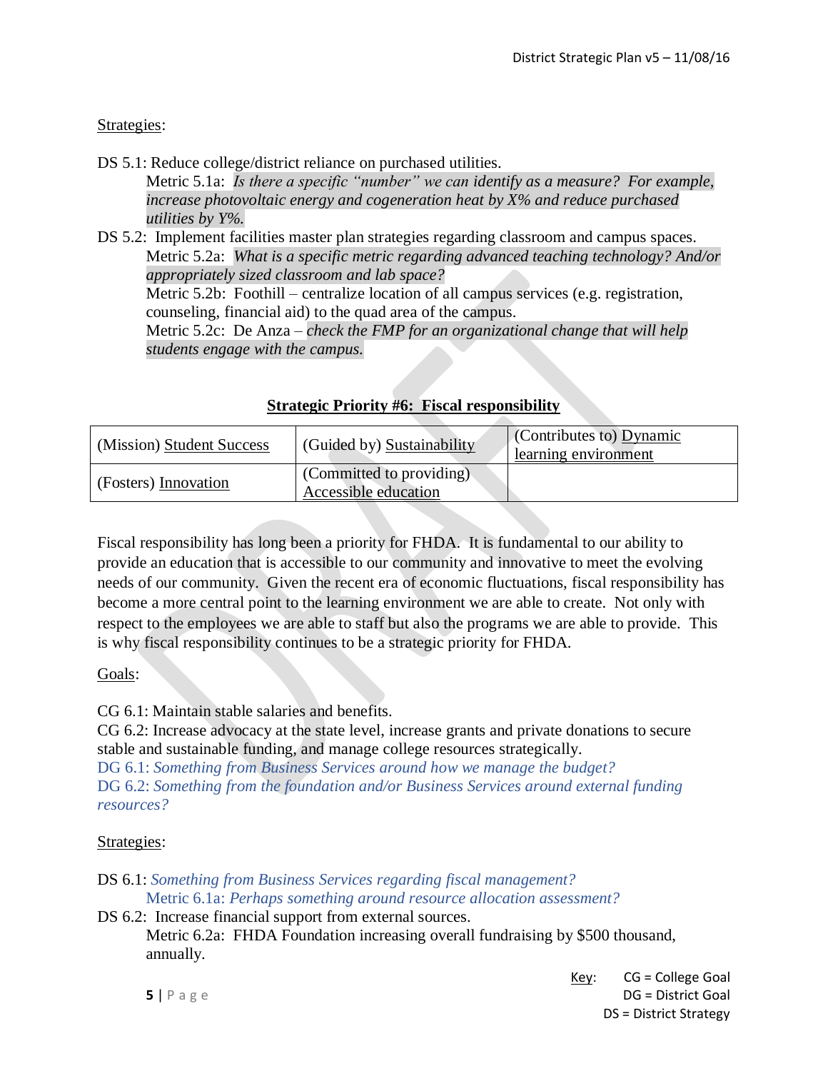Strategies:

DS 5.1: Reduce college/district reliance on purchased utilities.

Metric 5.1a: *Is there a specific "number" we can identify as a measure? For example, increase photovoltaic energy and cogeneration heat by X% and reduce purchased utilities by Y%.*

DS 5.2: Implement facilities master plan strategies regarding classroom and campus spaces.

Metric 5.2a: *What is a specific metric regarding advanced teaching technology? And/or appropriately sized classroom and lab space?*

Metric 5.2b: Foothill – centralize location of all campus services (e.g. registration, counseling, financial aid) to the quad area of the campus.

Metric 5.2c: De Anza – *check the FMP for an organizational change that will help students engage with the campus.*

## Strategic Priority #6: Fiscal responsibility

| (Mission) Student Success | (Guided by) Sustainability | (Contributes to) Dynamic learning environment |
|---|---|---|
| (Fosters) Innovation | (Committed to providing) Accessible education | |

Fiscal responsibility has long been a priority for FHDA. It is fundamental to our ability to provide an education that is accessible to our community and innovative to meet the evolving needs of our community. Given the recent era of economic fluctuations, fiscal responsibility has become a more central point to the learning environment we are able to create. Not only with respect to the employees we are able to staff but also the programs we are able to provide. This is why fiscal responsibility continues to be a strategic priority for FHDA.

Goals:

CG 6.1: Maintain stable salaries and benefits.
CG 6.2: Increase advocacy at the state level, increase grants and private donations to secure stable and sustainable funding, and manage college resources strategically.
DG 6.1: *Something from Business Services around how we manage the budget?*
DG 6.2: *Something from the foundation and/or Business Services around external funding resources?*

Strategies:

DS 6.1: *Something from Business Services regarding fiscal management?*

Metric 6.1a: *Perhaps something around resource allocation assessment?*

DS 6.2: Increase financial support from external sources.

Metric 6.2a: FHDA Foundation increasing overall fundraising by $500 thousand, annually.

Key: CG = College Goal
DG = District Goal
DS = District Strategy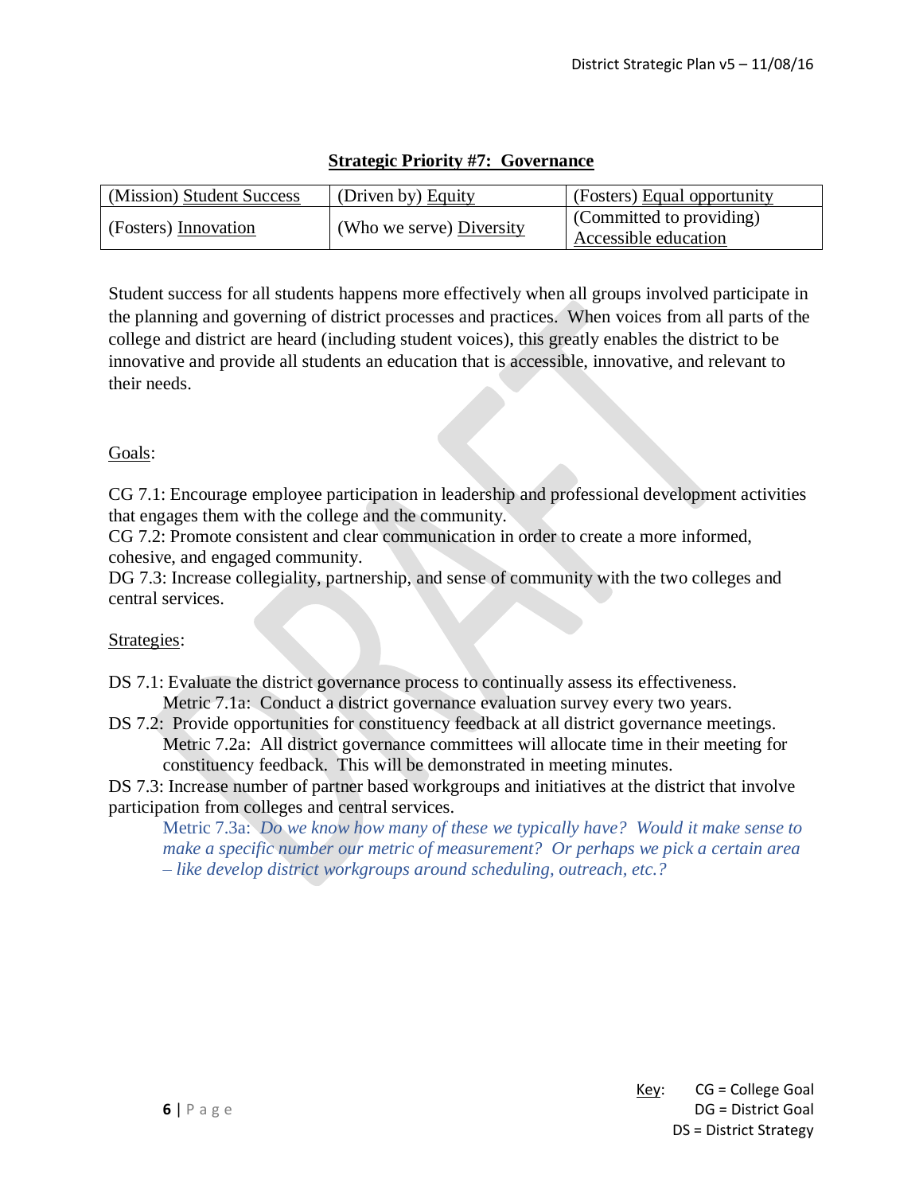## Strategic Priority #7: Governance

| | | |
|---|---|---|
| (Mission) Student Success | (Driven by) Equity | (Fosters) Equal opportunity |
| (Fosters) Innovation | (Who we serve) Diversity | (Committed to providing) Accessible education |

Student success for all students happens more effectively when all groups involved participate in the planning and governing of district processes and practices. When voices from all parts of the college and district are heard (including student voices), this greatly enables the district to be innovative and provide all students an education that is accessible, innovative, and relevant to their needs.

Goals:

CG 7.1: Encourage employee participation in leadership and professional development activities that engages them with the college and the community.
CG 7.2: Promote consistent and clear communication in order to create a more informed, cohesive, and engaged community.
DG 7.3: Increase collegiality, partnership, and sense of community with the two colleges and central services.

Strategies:

DS 7.1: Evaluate the district governance process to continually assess its effectiveness.
Metric 7.1a: Conduct a district governance evaluation survey every two years.
DS 7.2: Provide opportunities for constituency feedback at all district governance meetings.
Metric 7.2a: All district governance committees will allocate time in their meeting for constituency feedback. This will be demonstrated in meeting minutes.
DS 7.3: Increase number of partner based workgroups and initiatives at the district that involve participation from colleges and central services.
Metric 7.3a: *Do we know how many of these we typically have? Would it make sense to make a specific number our metric of measurement? Or perhaps we pick a certain area – like develop district workgroups around scheduling, outreach, etc.?*

Key: CG = College Goal
DG = District Goal
DS = District Strategy